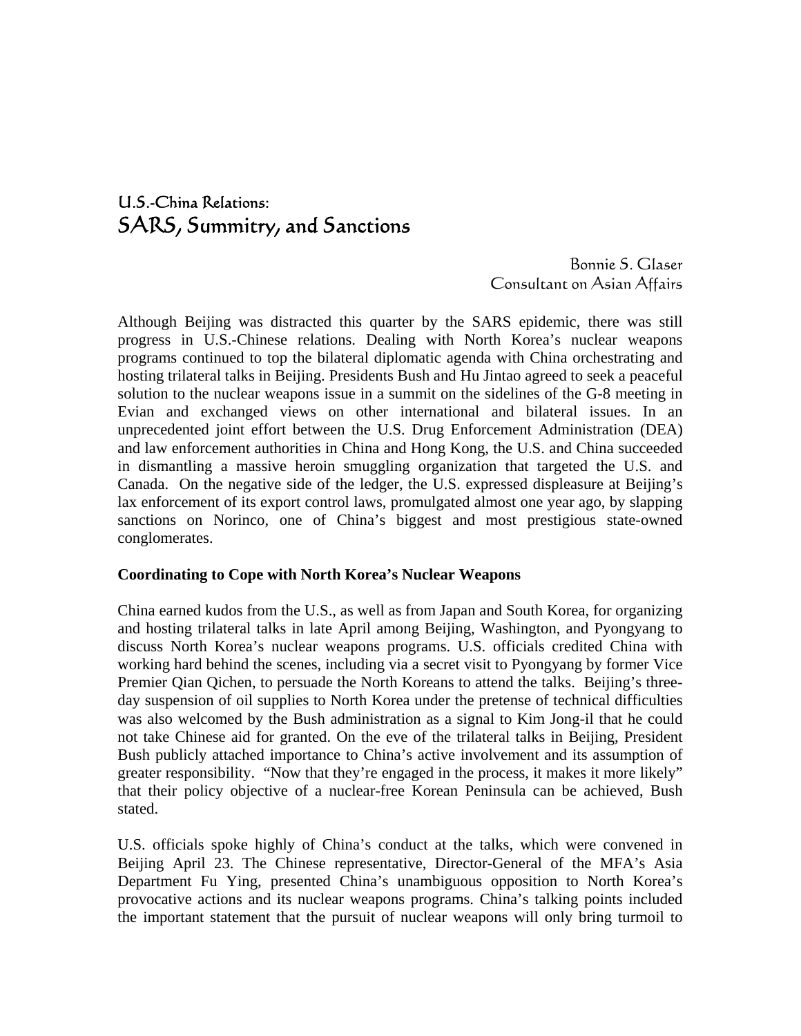# U.S.-China Relations:
# SARS, Summitry, and Sanctions

Bonnie S. Glaser
Consultant on Asian Affairs

Although Beijing was distracted this quarter by the SARS epidemic, there was still progress in U.S.-Chinese relations. Dealing with North Korea's nuclear weapons programs continued to top the bilateral diplomatic agenda with China orchestrating and hosting trilateral talks in Beijing. Presidents Bush and Hu Jintao agreed to seek a peaceful solution to the nuclear weapons issue in a summit on the sidelines of the G-8 meeting in Evian and exchanged views on other international and bilateral issues. In an unprecedented joint effort between the U.S. Drug Enforcement Administration (DEA) and law enforcement authorities in China and Hong Kong, the U.S. and China succeeded in dismantling a massive heroin smuggling organization that targeted the U.S. and Canada. On the negative side of the ledger, the U.S. expressed displeasure at Beijing's lax enforcement of its export control laws, promulgated almost one year ago, by slapping sanctions on Norinco, one of China's biggest and most prestigious state-owned conglomerates.

**Coordinating to Cope with North Korea's Nuclear Weapons**

China earned kudos from the U.S., as well as from Japan and South Korea, for organizing and hosting trilateral talks in late April among Beijing, Washington, and Pyongyang to discuss North Korea's nuclear weapons programs. U.S. officials credited China with working hard behind the scenes, including via a secret visit to Pyongyang by former Vice Premier Qian Qichen, to persuade the North Koreans to attend the talks. Beijing's three-day suspension of oil supplies to North Korea under the pretense of technical difficulties was also welcomed by the Bush administration as a signal to Kim Jong-il that he could not take Chinese aid for granted. On the eve of the trilateral talks in Beijing, President Bush publicly attached importance to China's active involvement and its assumption of greater responsibility. "Now that they're engaged in the process, it makes it more likely" that their policy objective of a nuclear-free Korean Peninsula can be achieved, Bush stated.

U.S. officials spoke highly of China's conduct at the talks, which were convened in Beijing April 23. The Chinese representative, Director-General of the MFA's Asia Department Fu Ying, presented China's unambiguous opposition to North Korea's provocative actions and its nuclear weapons programs. China's talking points included the important statement that the pursuit of nuclear weapons will only bring turmoil to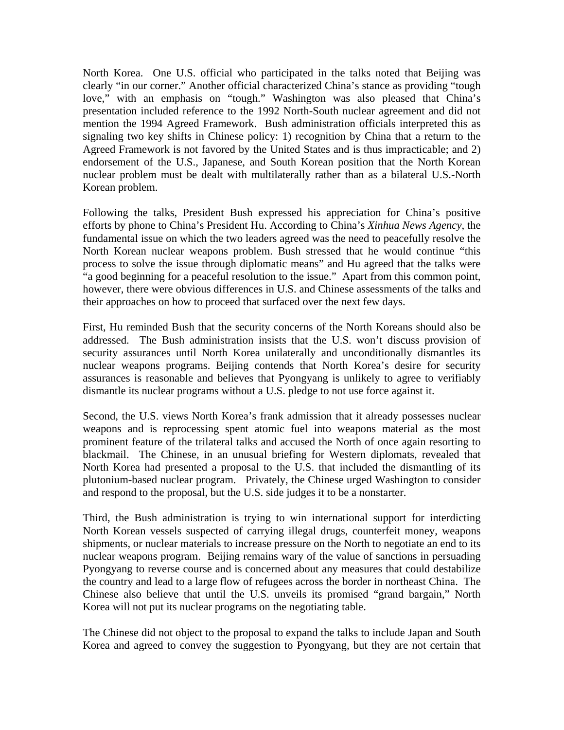North Korea. One U.S. official who participated in the talks noted that Beijing was clearly "in our corner." Another official characterized China's stance as providing "tough love," with an emphasis on "tough." Washington was also pleased that China's presentation included reference to the 1992 North-South nuclear agreement and did not mention the 1994 Agreed Framework. Bush administration officials interpreted this as signaling two key shifts in Chinese policy: 1) recognition by China that a return to the Agreed Framework is not favored by the United States and is thus impracticable; and 2) endorsement of the U.S., Japanese, and South Korean position that the North Korean nuclear problem must be dealt with multilaterally rather than as a bilateral U.S.-North Korean problem.

Following the talks, President Bush expressed his appreciation for China's positive efforts by phone to China's President Hu. According to China's *Xinhua News Agency*, the fundamental issue on which the two leaders agreed was the need to peacefully resolve the North Korean nuclear weapons problem. Bush stressed that he would continue "this process to solve the issue through diplomatic means" and Hu agreed that the talks were "a good beginning for a peaceful resolution to the issue." Apart from this common point, however, there were obvious differences in U.S. and Chinese assessments of the talks and their approaches on how to proceed that surfaced over the next few days.

First, Hu reminded Bush that the security concerns of the North Koreans should also be addressed. The Bush administration insists that the U.S. won't discuss provision of security assurances until North Korea unilaterally and unconditionally dismantles its nuclear weapons programs. Beijing contends that North Korea's desire for security assurances is reasonable and believes that Pyongyang is unlikely to agree to verifiably dismantle its nuclear programs without a U.S. pledge to not use force against it.

Second, the U.S. views North Korea's frank admission that it already possesses nuclear weapons and is reprocessing spent atomic fuel into weapons material as the most prominent feature of the trilateral talks and accused the North of once again resorting to blackmail. The Chinese, in an unusual briefing for Western diplomats, revealed that North Korea had presented a proposal to the U.S. that included the dismantling of its plutonium-based nuclear program. Privately, the Chinese urged Washington to consider and respond to the proposal, but the U.S. side judges it to be a nonstarter.

Third, the Bush administration is trying to win international support for interdicting North Korean vessels suspected of carrying illegal drugs, counterfeit money, weapons shipments, or nuclear materials to increase pressure on the North to negotiate an end to its nuclear weapons program. Beijing remains wary of the value of sanctions in persuading Pyongyang to reverse course and is concerned about any measures that could destabilize the country and lead to a large flow of refugees across the border in northeast China. The Chinese also believe that until the U.S. unveils its promised "grand bargain," North Korea will not put its nuclear programs on the negotiating table.

The Chinese did not object to the proposal to expand the talks to include Japan and South Korea and agreed to convey the suggestion to Pyongyang, but they are not certain that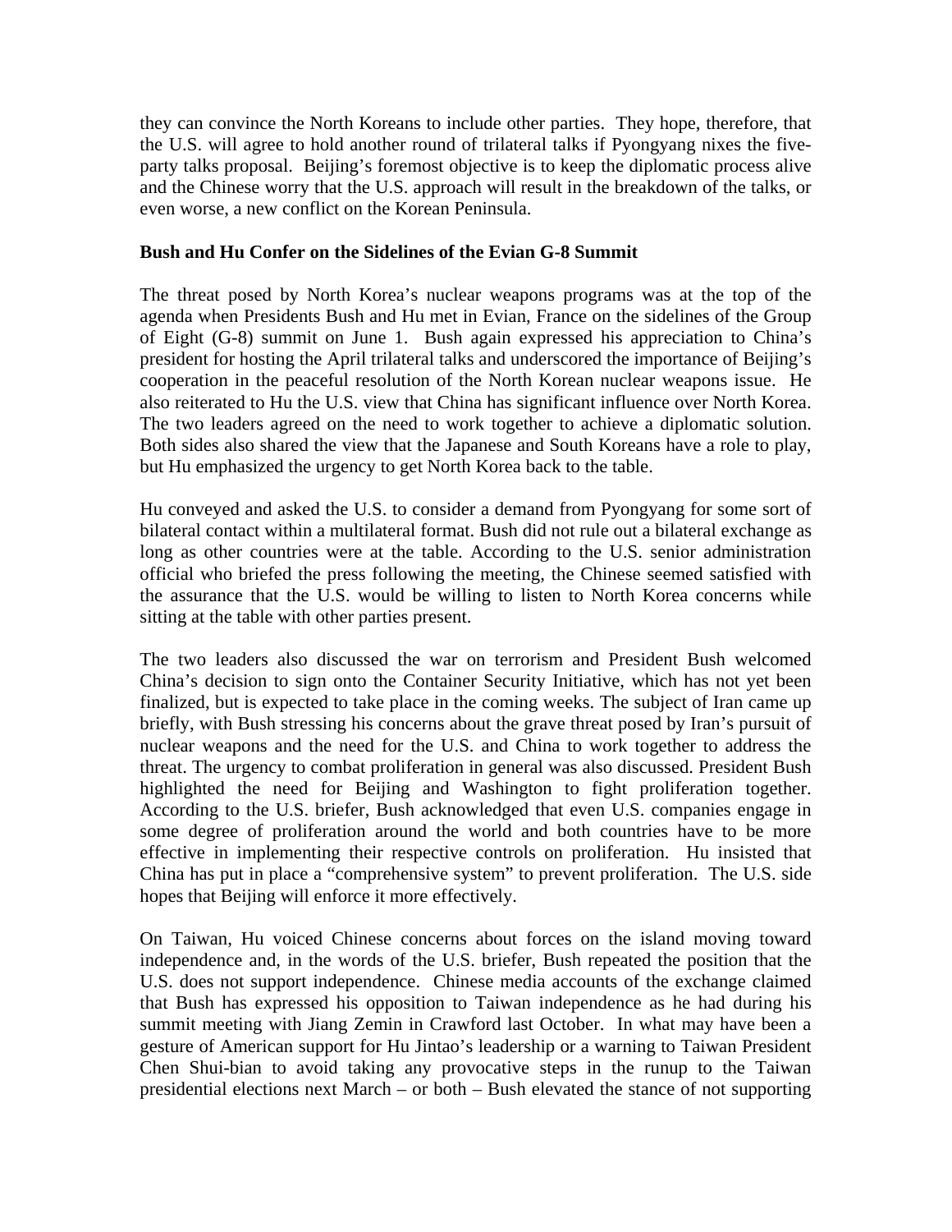they can convince the North Koreans to include other parties. They hope, therefore, that the U.S. will agree to hold another round of trilateral talks if Pyongyang nixes the five-party talks proposal. Beijing's foremost objective is to keep the diplomatic process alive and the Chinese worry that the U.S. approach will result in the breakdown of the talks, or even worse, a new conflict on the Korean Peninsula.

**Bush and Hu Confer on the Sidelines of the Evian G-8 Summit**

The threat posed by North Korea's nuclear weapons programs was at the top of the agenda when Presidents Bush and Hu met in Evian, France on the sidelines of the Group of Eight (G-8) summit on June 1. Bush again expressed his appreciation to China's president for hosting the April trilateral talks and underscored the importance of Beijing's cooperation in the peaceful resolution of the North Korean nuclear weapons issue. He also reiterated to Hu the U.S. view that China has significant influence over North Korea. The two leaders agreed on the need to work together to achieve a diplomatic solution. Both sides also shared the view that the Japanese and South Koreans have a role to play, but Hu emphasized the urgency to get North Korea back to the table.

Hu conveyed and asked the U.S. to consider a demand from Pyongyang for some sort of bilateral contact within a multilateral format. Bush did not rule out a bilateral exchange as long as other countries were at the table. According to the U.S. senior administration official who briefed the press following the meeting, the Chinese seemed satisfied with the assurance that the U.S. would be willing to listen to North Korea concerns while sitting at the table with other parties present.

The two leaders also discussed the war on terrorism and President Bush welcomed China's decision to sign onto the Container Security Initiative, which has not yet been finalized, but is expected to take place in the coming weeks. The subject of Iran came up briefly, with Bush stressing his concerns about the grave threat posed by Iran's pursuit of nuclear weapons and the need for the U.S. and China to work together to address the threat. The urgency to combat proliferation in general was also discussed. President Bush highlighted the need for Beijing and Washington to fight proliferation together. According to the U.S. briefer, Bush acknowledged that even U.S. companies engage in some degree of proliferation around the world and both countries have to be more effective in implementing their respective controls on proliferation. Hu insisted that China has put in place a "comprehensive system" to prevent proliferation. The U.S. side hopes that Beijing will enforce it more effectively.

On Taiwan, Hu voiced Chinese concerns about forces on the island moving toward independence and, in the words of the U.S. briefer, Bush repeated the position that the U.S. does not support independence. Chinese media accounts of the exchange claimed that Bush has expressed his opposition to Taiwan independence as he had during his summit meeting with Jiang Zemin in Crawford last October. In what may have been a gesture of American support for Hu Jintao's leadership or a warning to Taiwan President Chen Shui-bian to avoid taking any provocative steps in the runup to the Taiwan presidential elections next March – or both – Bush elevated the stance of not supporting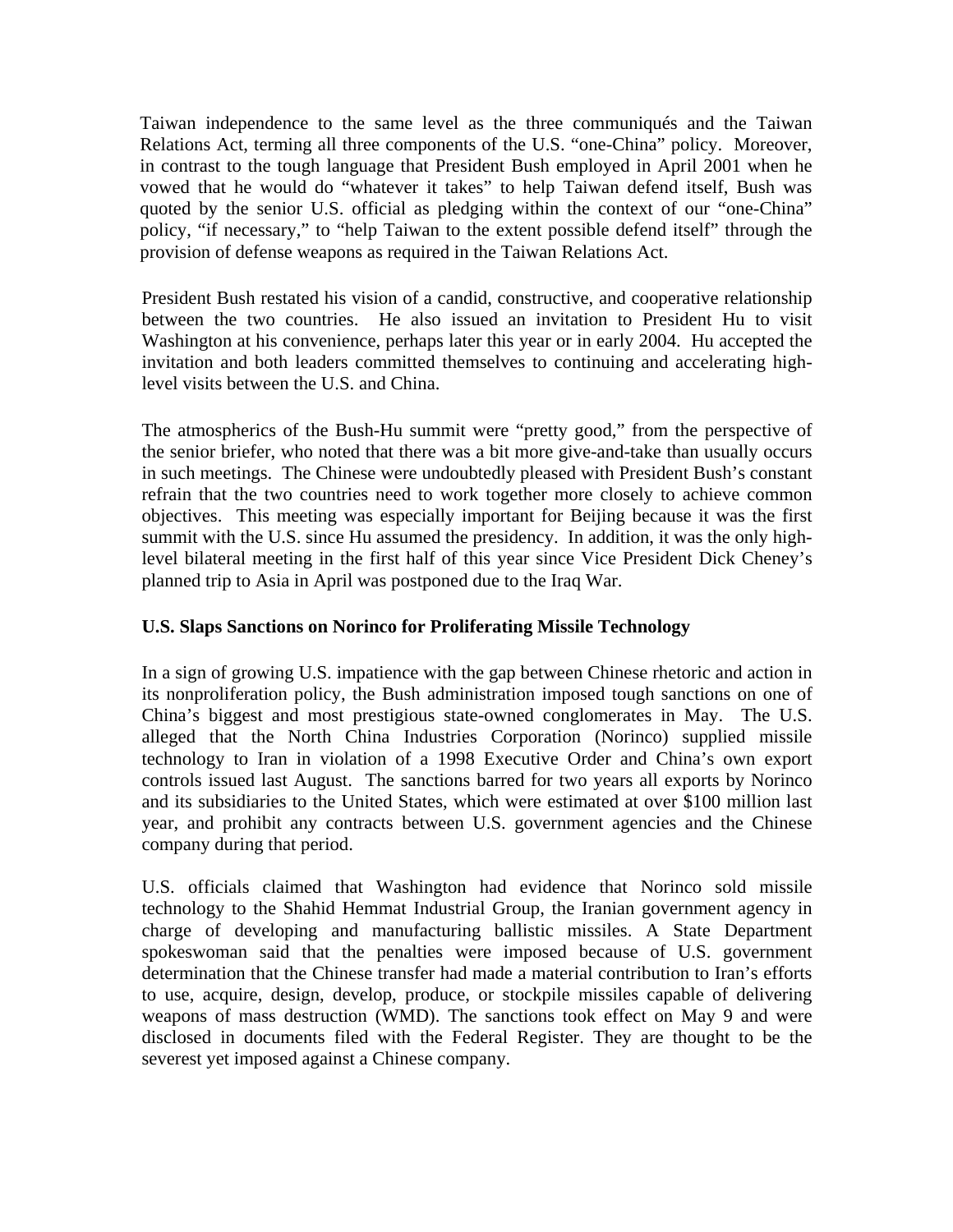Taiwan independence to the same level as the three communiqués and the Taiwan Relations Act, terming all three components of the U.S. "one-China" policy. Moreover, in contrast to the tough language that President Bush employed in April 2001 when he vowed that he would do "whatever it takes" to help Taiwan defend itself, Bush was quoted by the senior U.S. official as pledging within the context of our "one-China" policy, "if necessary," to "help Taiwan to the extent possible defend itself" through the provision of defense weapons as required in the Taiwan Relations Act.

President Bush restated his vision of a candid, constructive, and cooperative relationship between the two countries. He also issued an invitation to President Hu to visit Washington at his convenience, perhaps later this year or in early 2004. Hu accepted the invitation and both leaders committed themselves to continuing and accelerating high-level visits between the U.S. and China.

The atmospherics of the Bush-Hu summit were "pretty good," from the perspective of the senior briefer, who noted that there was a bit more give-and-take than usually occurs in such meetings. The Chinese were undoubtedly pleased with President Bush's constant refrain that the two countries need to work together more closely to achieve common objectives. This meeting was especially important for Beijing because it was the first summit with the U.S. since Hu assumed the presidency. In addition, it was the only high-level bilateral meeting in the first half of this year since Vice President Dick Cheney's planned trip to Asia in April was postponed due to the Iraq War.

**U.S. Slaps Sanctions on Norinco for Proliferating Missile Technology**

In a sign of growing U.S. impatience with the gap between Chinese rhetoric and action in its nonproliferation policy, the Bush administration imposed tough sanctions on one of China's biggest and most prestigious state-owned conglomerates in May. The U.S. alleged that the North China Industries Corporation (Norinco) supplied missile technology to Iran in violation of a 1998 Executive Order and China's own export controls issued last August. The sanctions barred for two years all exports by Norinco and its subsidiaries to the United States, which were estimated at over $100 million last year, and prohibit any contracts between U.S. government agencies and the Chinese company during that period.

U.S. officials claimed that Washington had evidence that Norinco sold missile technology to the Shahid Hemmat Industrial Group, the Iranian government agency in charge of developing and manufacturing ballistic missiles. A State Department spokeswoman said that the penalties were imposed because of U.S. government determination that the Chinese transfer had made a material contribution to Iran's efforts to use, acquire, design, develop, produce, or stockpile missiles capable of delivering weapons of mass destruction (WMD). The sanctions took effect on May 9 and were disclosed in documents filed with the Federal Register. They are thought to be the severest yet imposed against a Chinese company.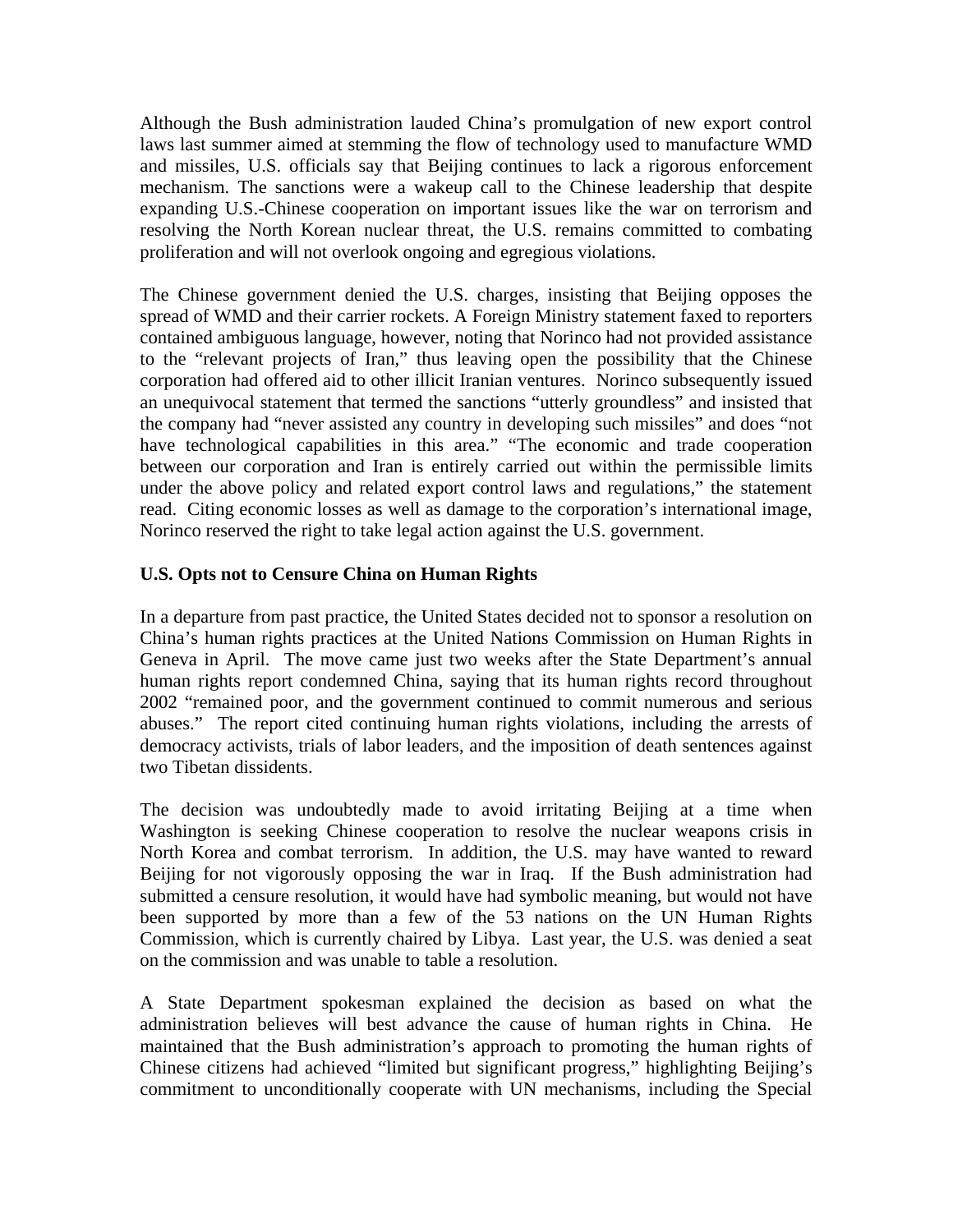Although the Bush administration lauded China's promulgation of new export control laws last summer aimed at stemming the flow of technology used to manufacture WMD and missiles, U.S. officials say that Beijing continues to lack a rigorous enforcement mechanism. The sanctions were a wakeup call to the Chinese leadership that despite expanding U.S.-Chinese cooperation on important issues like the war on terrorism and resolving the North Korean nuclear threat, the U.S. remains committed to combating proliferation and will not overlook ongoing and egregious violations.

The Chinese government denied the U.S. charges, insisting that Beijing opposes the spread of WMD and their carrier rockets. A Foreign Ministry statement faxed to reporters contained ambiguous language, however, noting that Norinco had not provided assistance to the "relevant projects of Iran," thus leaving open the possibility that the Chinese corporation had offered aid to other illicit Iranian ventures. Norinco subsequently issued an unequivocal statement that termed the sanctions "utterly groundless" and insisted that the company had "never assisted any country in developing such missiles" and does "not have technological capabilities in this area." "The economic and trade cooperation between our corporation and Iran is entirely carried out within the permissible limits under the above policy and related export control laws and regulations," the statement read. Citing economic losses as well as damage to the corporation's international image, Norinco reserved the right to take legal action against the U.S. government.

**U.S. Opts not to Censure China on Human Rights**

In a departure from past practice, the United States decided not to sponsor a resolution on China's human rights practices at the United Nations Commission on Human Rights in Geneva in April. The move came just two weeks after the State Department's annual human rights report condemned China, saying that its human rights record throughout 2002 "remained poor, and the government continued to commit numerous and serious abuses." The report cited continuing human rights violations, including the arrests of democracy activists, trials of labor leaders, and the imposition of death sentences against two Tibetan dissidents.

The decision was undoubtedly made to avoid irritating Beijing at a time when Washington is seeking Chinese cooperation to resolve the nuclear weapons crisis in North Korea and combat terrorism. In addition, the U.S. may have wanted to reward Beijing for not vigorously opposing the war in Iraq. If the Bush administration had submitted a censure resolution, it would have had symbolic meaning, but would not have been supported by more than a few of the 53 nations on the UN Human Rights Commission, which is currently chaired by Libya. Last year, the U.S. was denied a seat on the commission and was unable to table a resolution.

A State Department spokesman explained the decision as based on what the administration believes will best advance the cause of human rights in China. He maintained that the Bush administration's approach to promoting the human rights of Chinese citizens had achieved "limited but significant progress," highlighting Beijing's commitment to unconditionally cooperate with UN mechanisms, including the Special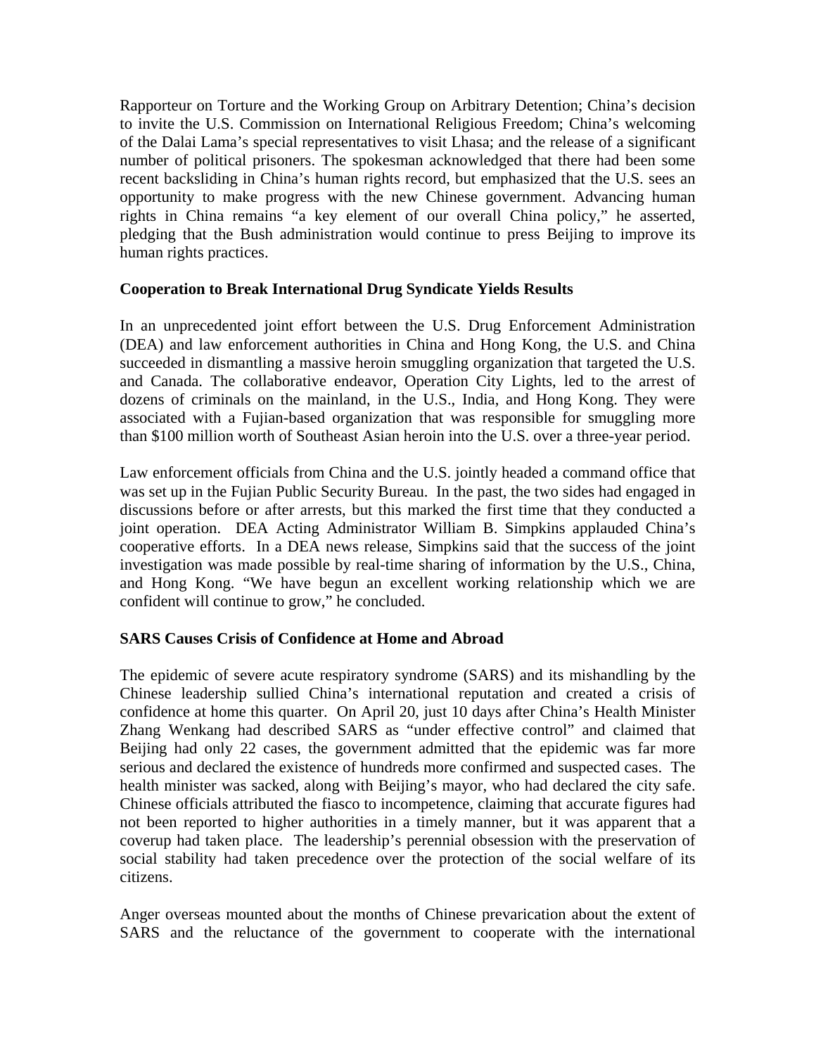Rapporteur on Torture and the Working Group on Arbitrary Detention; China's decision to invite the U.S. Commission on International Religious Freedom; China's welcoming of the Dalai Lama's special representatives to visit Lhasa; and the release of a significant number of political prisoners. The spokesman acknowledged that there had been some recent backsliding in China's human rights record, but emphasized that the U.S. sees an opportunity to make progress with the new Chinese government. Advancing human rights in China remains "a key element of our overall China policy," he asserted, pledging that the Bush administration would continue to press Beijing to improve its human rights practices.

**Cooperation to Break International Drug Syndicate Yields Results**

In an unprecedented joint effort between the U.S. Drug Enforcement Administration (DEA) and law enforcement authorities in China and Hong Kong, the U.S. and China succeeded in dismantling a massive heroin smuggling organization that targeted the U.S. and Canada. The collaborative endeavor, Operation City Lights, led to the arrest of dozens of criminals on the mainland, in the U.S., India, and Hong Kong. They were associated with a Fujian-based organization that was responsible for smuggling more than $100 million worth of Southeast Asian heroin into the U.S. over a three-year period.

Law enforcement officials from China and the U.S. jointly headed a command office that was set up in the Fujian Public Security Bureau. In the past, the two sides had engaged in discussions before or after arrests, but this marked the first time that they conducted a joint operation. DEA Acting Administrator William B. Simpkins applauded China's cooperative efforts. In a DEA news release, Simpkins said that the success of the joint investigation was made possible by real-time sharing of information by the U.S., China, and Hong Kong. "We have begun an excellent working relationship which we are confident will continue to grow," he concluded.

**SARS Causes Crisis of Confidence at Home and Abroad**

The epidemic of severe acute respiratory syndrome (SARS) and its mishandling by the Chinese leadership sullied China's international reputation and created a crisis of confidence at home this quarter. On April 20, just 10 days after China's Health Minister Zhang Wenkang had described SARS as "under effective control" and claimed that Beijing had only 22 cases, the government admitted that the epidemic was far more serious and declared the existence of hundreds more confirmed and suspected cases. The health minister was sacked, along with Beijing's mayor, who had declared the city safe. Chinese officials attributed the fiasco to incompetence, claiming that accurate figures had not been reported to higher authorities in a timely manner, but it was apparent that a coverup had taken place. The leadership's perennial obsession with the preservation of social stability had taken precedence over the protection of the social welfare of its citizens.

Anger overseas mounted about the months of Chinese prevarication about the extent of SARS and the reluctance of the government to cooperate with the international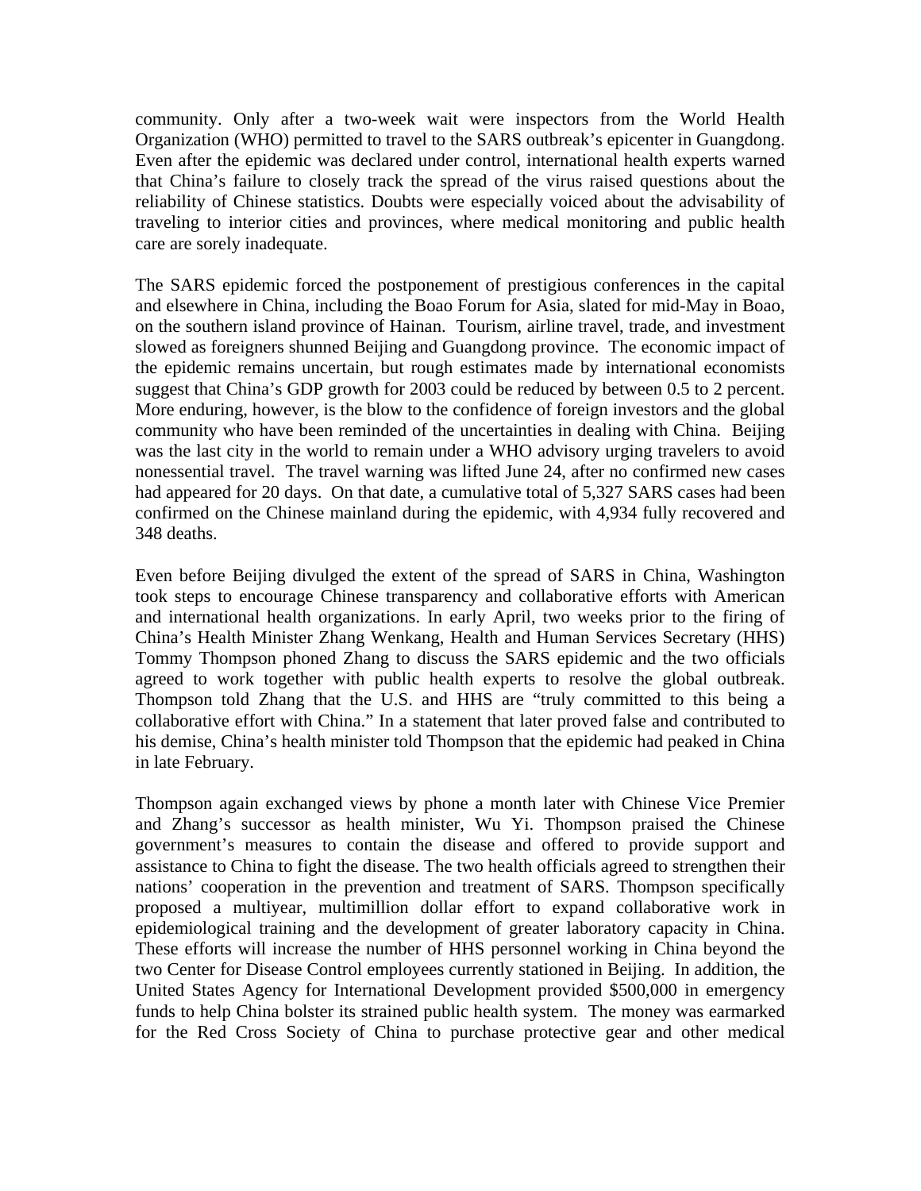community. Only after a two-week wait were inspectors from the World Health Organization (WHO) permitted to travel to the SARS outbreak's epicenter in Guangdong. Even after the epidemic was declared under control, international health experts warned that China's failure to closely track the spread of the virus raised questions about the reliability of Chinese statistics. Doubts were especially voiced about the advisability of traveling to interior cities and provinces, where medical monitoring and public health care are sorely inadequate.

The SARS epidemic forced the postponement of prestigious conferences in the capital and elsewhere in China, including the Boao Forum for Asia, slated for mid-May in Boao, on the southern island province of Hainan. Tourism, airline travel, trade, and investment slowed as foreigners shunned Beijing and Guangdong province. The economic impact of the epidemic remains uncertain, but rough estimates made by international economists suggest that China's GDP growth for 2003 could be reduced by between 0.5 to 2 percent. More enduring, however, is the blow to the confidence of foreign investors and the global community who have been reminded of the uncertainties in dealing with China. Beijing was the last city in the world to remain under a WHO advisory urging travelers to avoid nonessential travel. The travel warning was lifted June 24, after no confirmed new cases had appeared for 20 days. On that date, a cumulative total of 5,327 SARS cases had been confirmed on the Chinese mainland during the epidemic, with 4,934 fully recovered and 348 deaths.

Even before Beijing divulged the extent of the spread of SARS in China, Washington took steps to encourage Chinese transparency and collaborative efforts with American and international health organizations. In early April, two weeks prior to the firing of China's Health Minister Zhang Wenkang, Health and Human Services Secretary (HHS) Tommy Thompson phoned Zhang to discuss the SARS epidemic and the two officials agreed to work together with public health experts to resolve the global outbreak. Thompson told Zhang that the U.S. and HHS are "truly committed to this being a collaborative effort with China." In a statement that later proved false and contributed to his demise, China's health minister told Thompson that the epidemic had peaked in China in late February.

Thompson again exchanged views by phone a month later with Chinese Vice Premier and Zhang's successor as health minister, Wu Yi. Thompson praised the Chinese government's measures to contain the disease and offered to provide support and assistance to China to fight the disease. The two health officials agreed to strengthen their nations' cooperation in the prevention and treatment of SARS. Thompson specifically proposed a multiyear, multimillion dollar effort to expand collaborative work in epidemiological training and the development of greater laboratory capacity in China. These efforts will increase the number of HHS personnel working in China beyond the two Center for Disease Control employees currently stationed in Beijing. In addition, the United States Agency for International Development provided $500,000 in emergency funds to help China bolster its strained public health system. The money was earmarked for the Red Cross Society of China to purchase protective gear and other medical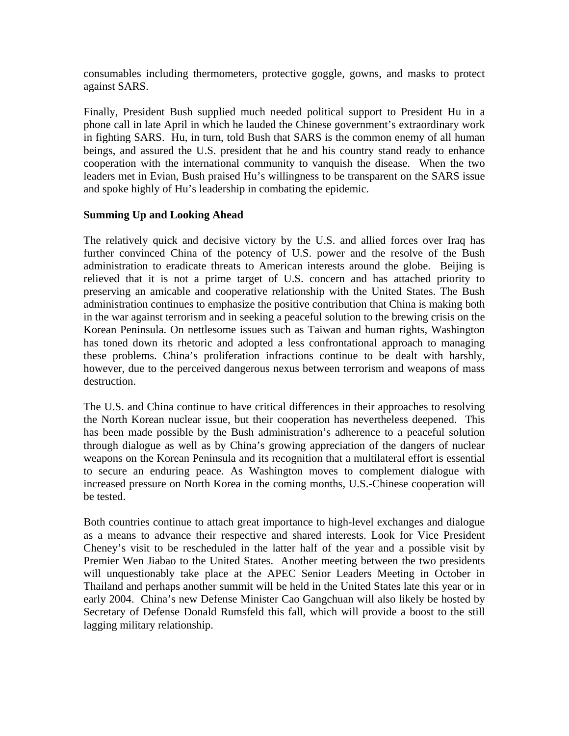consumables including thermometers, protective goggle, gowns, and masks to protect against SARS.

Finally, President Bush supplied much needed political support to President Hu in a phone call in late April in which he lauded the Chinese government's extraordinary work in fighting SARS. Hu, in turn, told Bush that SARS is the common enemy of all human beings, and assured the U.S. president that he and his country stand ready to enhance cooperation with the international community to vanquish the disease. When the two leaders met in Evian, Bush praised Hu's willingness to be transparent on the SARS issue and spoke highly of Hu's leadership in combating the epidemic.

**Summing Up and Looking Ahead**

The relatively quick and decisive victory by the U.S. and allied forces over Iraq has further convinced China of the potency of U.S. power and the resolve of the Bush administration to eradicate threats to American interests around the globe. Beijing is relieved that it is not a prime target of U.S. concern and has attached priority to preserving an amicable and cooperative relationship with the United States. The Bush administration continues to emphasize the positive contribution that China is making both in the war against terrorism and in seeking a peaceful solution to the brewing crisis on the Korean Peninsula. On nettlesome issues such as Taiwan and human rights, Washington has toned down its rhetoric and adopted a less confrontational approach to managing these problems. China's proliferation infractions continue to be dealt with harshly, however, due to the perceived dangerous nexus between terrorism and weapons of mass destruction.

The U.S. and China continue to have critical differences in their approaches to resolving the North Korean nuclear issue, but their cooperation has nevertheless deepened. This has been made possible by the Bush administration's adherence to a peaceful solution through dialogue as well as by China's growing appreciation of the dangers of nuclear weapons on the Korean Peninsula and its recognition that a multilateral effort is essential to secure an enduring peace. As Washington moves to complement dialogue with increased pressure on North Korea in the coming months, U.S.-Chinese cooperation will be tested.

Both countries continue to attach great importance to high-level exchanges and dialogue as a means to advance their respective and shared interests. Look for Vice President Cheney's visit to be rescheduled in the latter half of the year and a possible visit by Premier Wen Jiabao to the United States. Another meeting between the two presidents will unquestionably take place at the APEC Senior Leaders Meeting in October in Thailand and perhaps another summit will be held in the United States late this year or in early 2004. China's new Defense Minister Cao Gangchuan will also likely be hosted by Secretary of Defense Donald Rumsfeld this fall, which will provide a boost to the still lagging military relationship.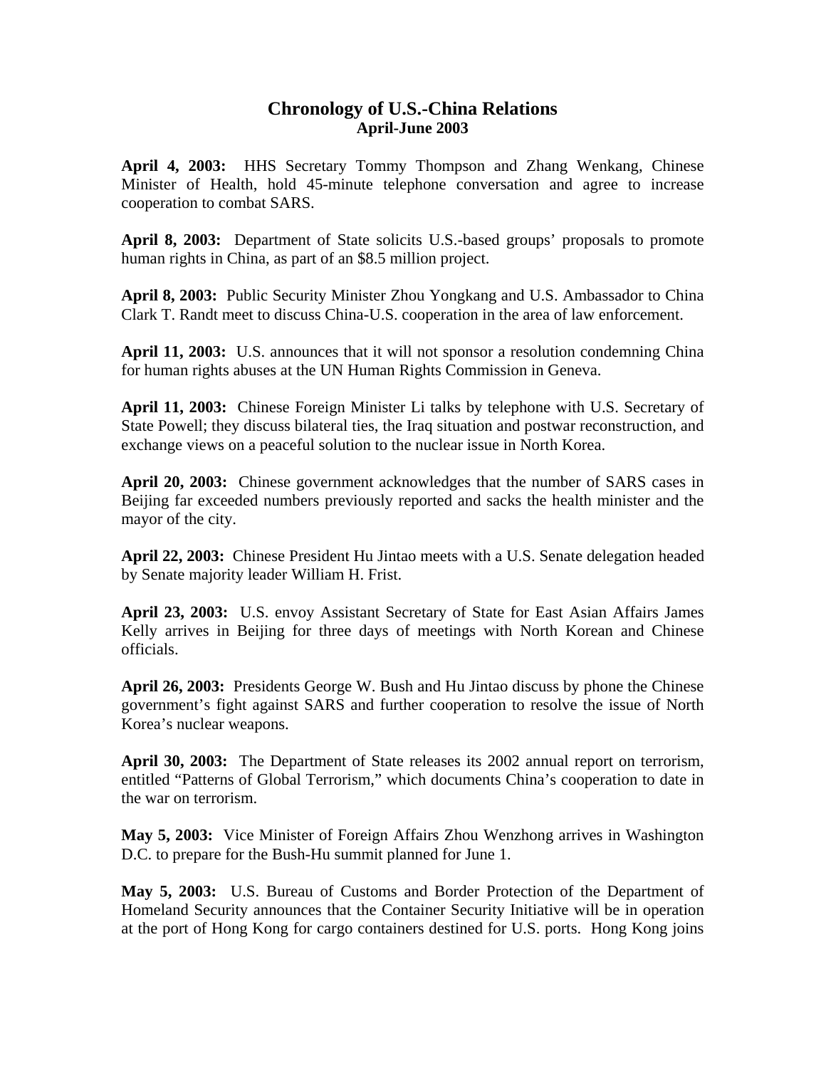# Chronology of U.S.-China Relations
## April-June 2003

**April 4, 2003:** HHS Secretary Tommy Thompson and Zhang Wenkang, Chinese Minister of Health, hold 45-minute telephone conversation and agree to increase cooperation to combat SARS.

**April 8, 2003:** Department of State solicits U.S.-based groups' proposals to promote human rights in China, as part of an $8.5 million project.

**April 8, 2003:** Public Security Minister Zhou Yongkang and U.S. Ambassador to China Clark T. Randt meet to discuss China-U.S. cooperation in the area of law enforcement.

**April 11, 2003:** U.S. announces that it will not sponsor a resolution condemning China for human rights abuses at the UN Human Rights Commission in Geneva.

**April 11, 2003:** Chinese Foreign Minister Li talks by telephone with U.S. Secretary of State Powell; they discuss bilateral ties, the Iraq situation and postwar reconstruction, and exchange views on a peaceful solution to the nuclear issue in North Korea.

**April 20, 2003:** Chinese government acknowledges that the number of SARS cases in Beijing far exceeded numbers previously reported and sacks the health minister and the mayor of the city.

**April 22, 2003:** Chinese President Hu Jintao meets with a U.S. Senate delegation headed by Senate majority leader William H. Frist.

**April 23, 2003:** U.S. envoy Assistant Secretary of State for East Asian Affairs James Kelly arrives in Beijing for three days of meetings with North Korean and Chinese officials.

**April 26, 2003:** Presidents George W. Bush and Hu Jintao discuss by phone the Chinese government's fight against SARS and further cooperation to resolve the issue of North Korea's nuclear weapons.

**April 30, 2003:** The Department of State releases its 2002 annual report on terrorism, entitled "Patterns of Global Terrorism," which documents China's cooperation to date in the war on terrorism.

**May 5, 2003:** Vice Minister of Foreign Affairs Zhou Wenzhong arrives in Washington D.C. to prepare for the Bush-Hu summit planned for June 1.

**May 5, 2003:** U.S. Bureau of Customs and Border Protection of the Department of Homeland Security announces that the Container Security Initiative will be in operation at the port of Hong Kong for cargo containers destined for U.S. ports. Hong Kong joins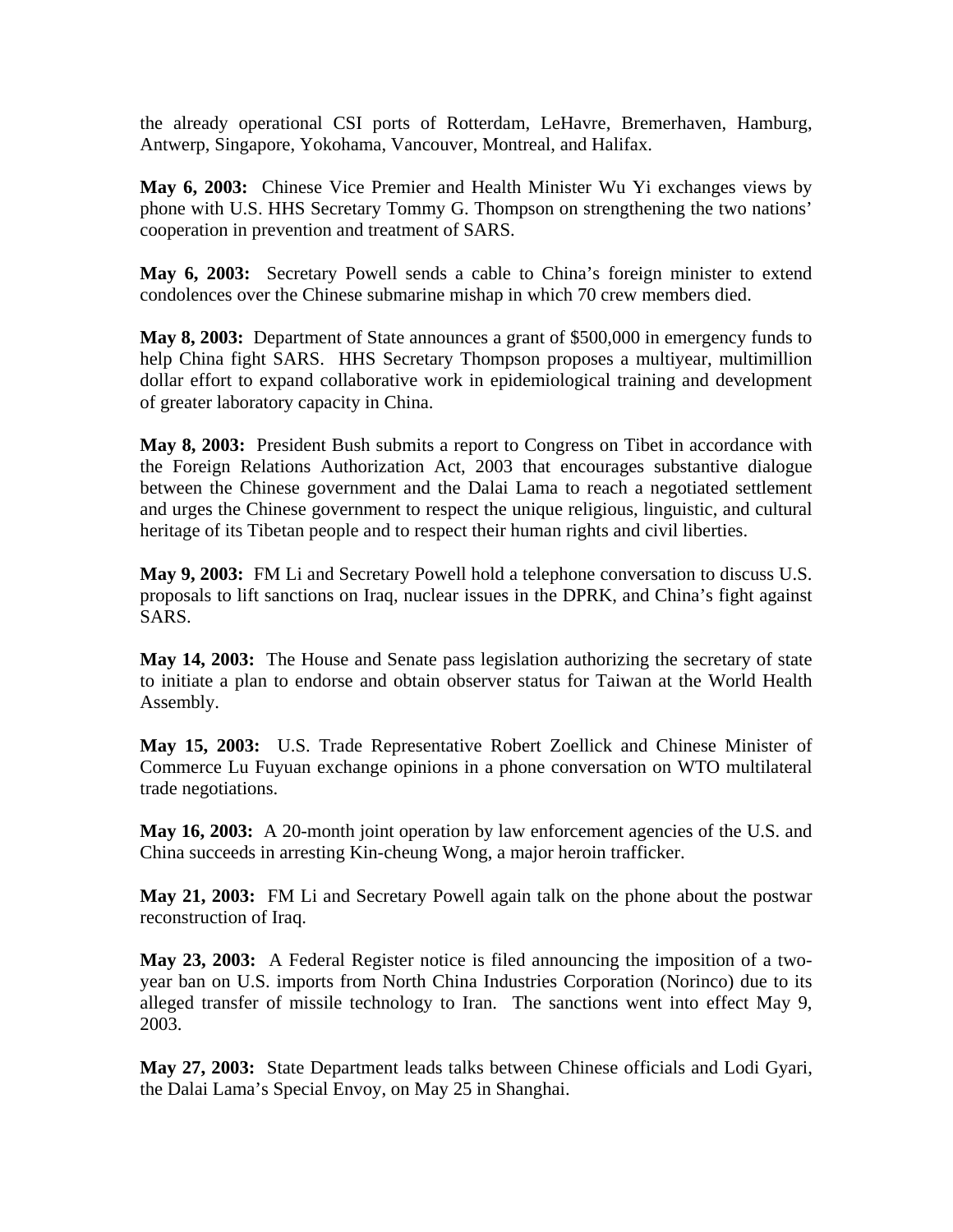the already operational CSI ports of Rotterdam, LeHavre, Bremerhaven, Hamburg, Antwerp, Singapore, Yokohama, Vancouver, Montreal, and Halifax.

**May 6, 2003:** Chinese Vice Premier and Health Minister Wu Yi exchanges views by phone with U.S. HHS Secretary Tommy G. Thompson on strengthening the two nations' cooperation in prevention and treatment of SARS.

**May 6, 2003:** Secretary Powell sends a cable to China's foreign minister to extend condolences over the Chinese submarine mishap in which 70 crew members died.

**May 8, 2003:** Department of State announces a grant of $500,000 in emergency funds to help China fight SARS. HHS Secretary Thompson proposes a multiyear, multimillion dollar effort to expand collaborative work in epidemiological training and development of greater laboratory capacity in China.

**May 8, 2003:** President Bush submits a report to Congress on Tibet in accordance with the Foreign Relations Authorization Act, 2003 that encourages substantive dialogue between the Chinese government and the Dalai Lama to reach a negotiated settlement and urges the Chinese government to respect the unique religious, linguistic, and cultural heritage of its Tibetan people and to respect their human rights and civil liberties.

**May 9, 2003:** FM Li and Secretary Powell hold a telephone conversation to discuss U.S. proposals to lift sanctions on Iraq, nuclear issues in the DPRK, and China's fight against SARS.

**May 14, 2003:** The House and Senate pass legislation authorizing the secretary of state to initiate a plan to endorse and obtain observer status for Taiwan at the World Health Assembly.

**May 15, 2003:** U.S. Trade Representative Robert Zoellick and Chinese Minister of Commerce Lu Fuyuan exchange opinions in a phone conversation on WTO multilateral trade negotiations.

**May 16, 2003:** A 20-month joint operation by law enforcement agencies of the U.S. and China succeeds in arresting Kin-cheung Wong, a major heroin trafficker.

**May 21, 2003:** FM Li and Secretary Powell again talk on the phone about the postwar reconstruction of Iraq.

**May 23, 2003:** A Federal Register notice is filed announcing the imposition of a two-year ban on U.S. imports from North China Industries Corporation (Norinco) due to its alleged transfer of missile technology to Iran. The sanctions went into effect May 9, 2003.

**May 27, 2003:** State Department leads talks between Chinese officials and Lodi Gyari, the Dalai Lama's Special Envoy, on May 25 in Shanghai.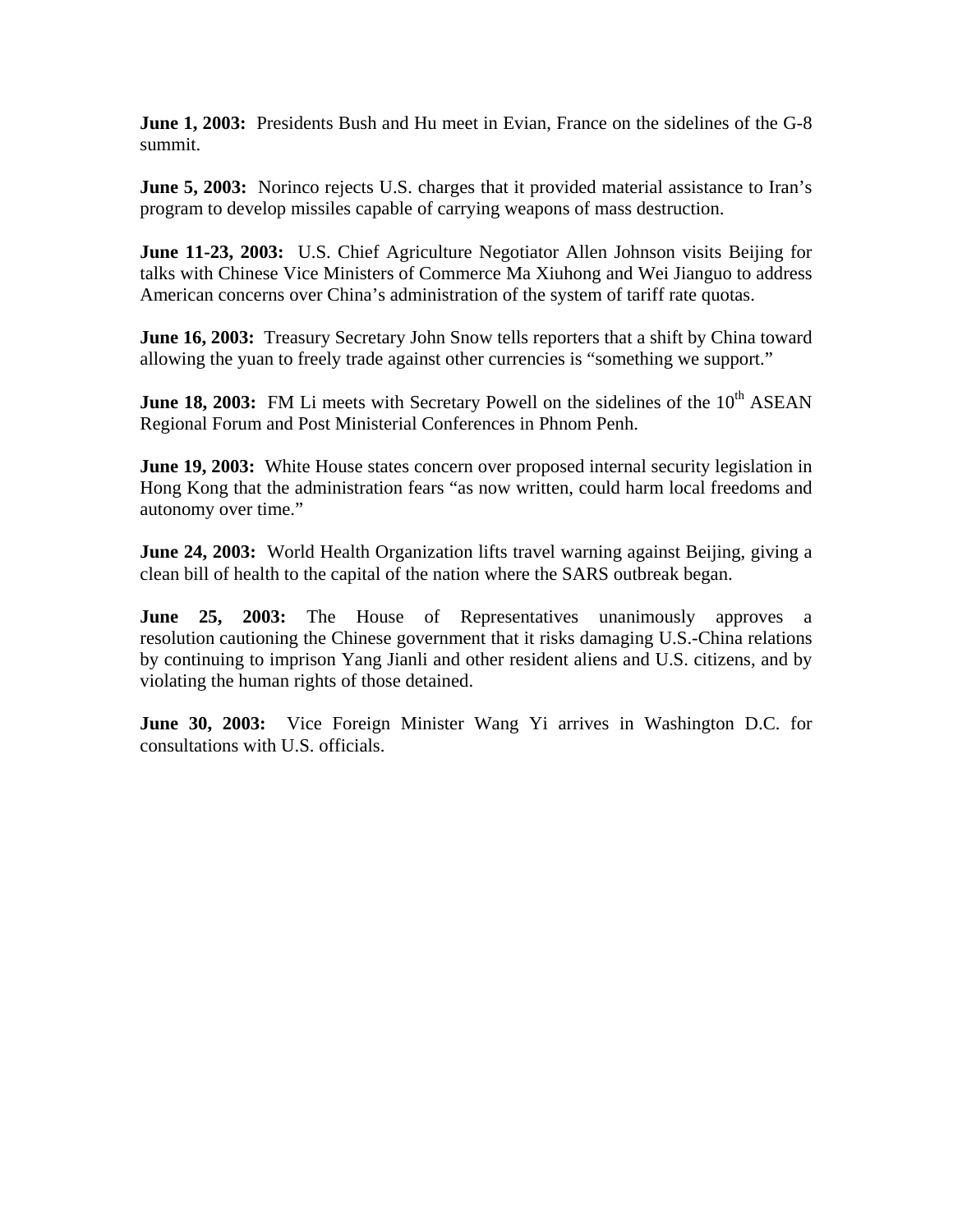**June 1, 2003:** Presidents Bush and Hu meet in Evian, France on the sidelines of the G-8 summit.

**June 5, 2003:** Norinco rejects U.S. charges that it provided material assistance to Iran's program to develop missiles capable of carrying weapons of mass destruction.

**June 11-23, 2003:** U.S. Chief Agriculture Negotiator Allen Johnson visits Beijing for talks with Chinese Vice Ministers of Commerce Ma Xiuhong and Wei Jianguo to address American concerns over China's administration of the system of tariff rate quotas.

**June 16, 2003:** Treasury Secretary John Snow tells reporters that a shift by China toward allowing the yuan to freely trade against other currencies is "something we support."

**June 18, 2003:** FM Li meets with Secretary Powell on the sidelines of the 10th ASEAN Regional Forum and Post Ministerial Conferences in Phnom Penh.

**June 19, 2003:** White House states concern over proposed internal security legislation in Hong Kong that the administration fears "as now written, could harm local freedoms and autonomy over time."

**June 24, 2003:** World Health Organization lifts travel warning against Beijing, giving a clean bill of health to the capital of the nation where the SARS outbreak began.

**June 25, 2003:** The House of Representatives unanimously approves a resolution cautioning the Chinese government that it risks damaging U.S.-China relations by continuing to imprison Yang Jianli and other resident aliens and U.S. citizens, and by violating the human rights of those detained.

**June 30, 2003:** Vice Foreign Minister Wang Yi arrives in Washington D.C. for consultations with U.S. officials.